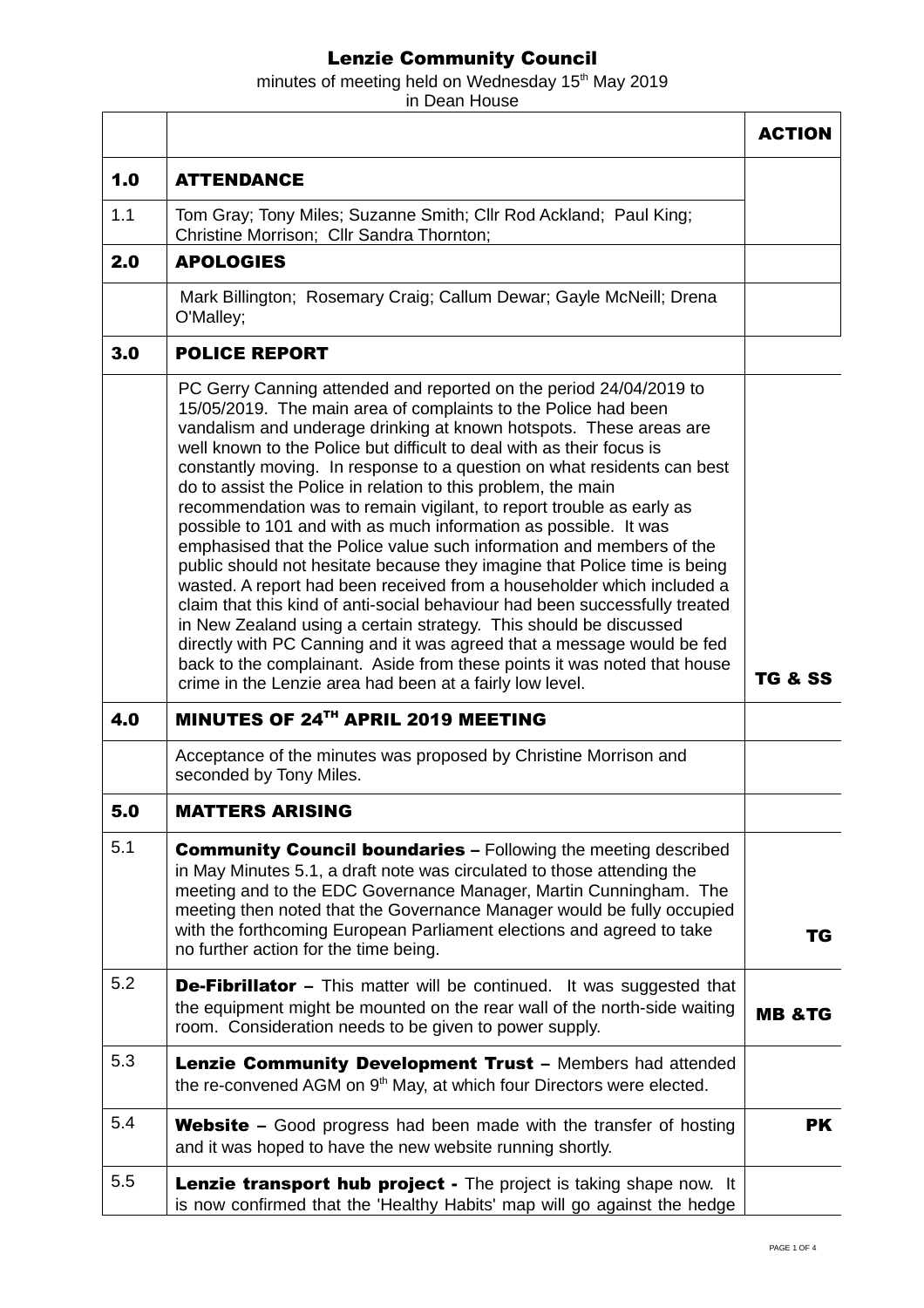# Lenzie Community Council

minutes of meeting held on Wednesday 15th May 2019
in Dean House

| | | ACTION |
|---|---|---|
| **1.0** | **ATTENDANCE** | |
| 1.1 | Tom Gray; Tony Miles; Suzanne Smith; Cllr Rod Ackland; Paul King; Christine Morrison; Cllr Sandra Thornton; | |
| **2.0** | **APOLOGIES** | |
| | Mark Billington; Rosemary Craig; Callum Dewar; Gayle McNeill; Drena O'Malley; | |
| **3.0** | **POLICE REPORT** | |
| | PC Gerry Canning attended and reported on the period 24/04/2019 to 15/05/2019. The main area of complaints to the Police had been vandalism and underage drinking at known hotspots. These areas are well known to the Police but difficult to deal with as their focus is constantly moving. In response to a question on what residents can best do to assist the Police in relation to this problem, the main recommendation was to remain vigilant, to report trouble as early as possible to 101 and with as much information as possible. It was emphasised that the Police value such information and members of the public should not hesitate because they imagine that Police time is being wasted. A report had been received from a householder which included a claim that this kind of anti-social behaviour had been successfully treated in New Zealand using a certain strategy. This should be discussed directly with PC Canning and it was agreed that a message would be fed back to the complainant. Aside from these points it was noted that house crime in the Lenzie area had been at a fairly low level. | **TG & SS** |
| **4.0** | **MINUTES OF 24TH APRIL 2019 MEETING** | |
| | Acceptance of the minutes was proposed by Christine Morrison and seconded by Tony Miles. | |
| **5.0** | **MATTERS ARISING** | |
| 5.1 | **Community Council boundaries –** Following the meeting described in May Minutes 5.1, a draft note was circulated to those attending the meeting and to the EDC Governance Manager, Martin Cunningham. The meeting then noted that the Governance Manager would be fully occupied with the forthcoming European Parliament elections and agreed to take no further action for the time being. | **TG** |
| 5.2 | **De-Fibrillator –** This matter will be continued. It was suggested that the equipment might be mounted on the rear wall of the north-side waiting room. Consideration needs to be given to power supply. | **MB &TG** |
| 5.3 | **Lenzie Community Development Trust –** Members had attended the re-convened AGM on 9th May, at which four Directors were elected. | |
| 5.4 | **Website –** Good progress had been made with the transfer of hosting and it was hoped to have the new website running shortly. | **PK** |
| 5.5 | **Lenzie transport hub project -** The project is taking shape now. It is now confirmed that the 'Healthy Habits' map will go against the hedge | |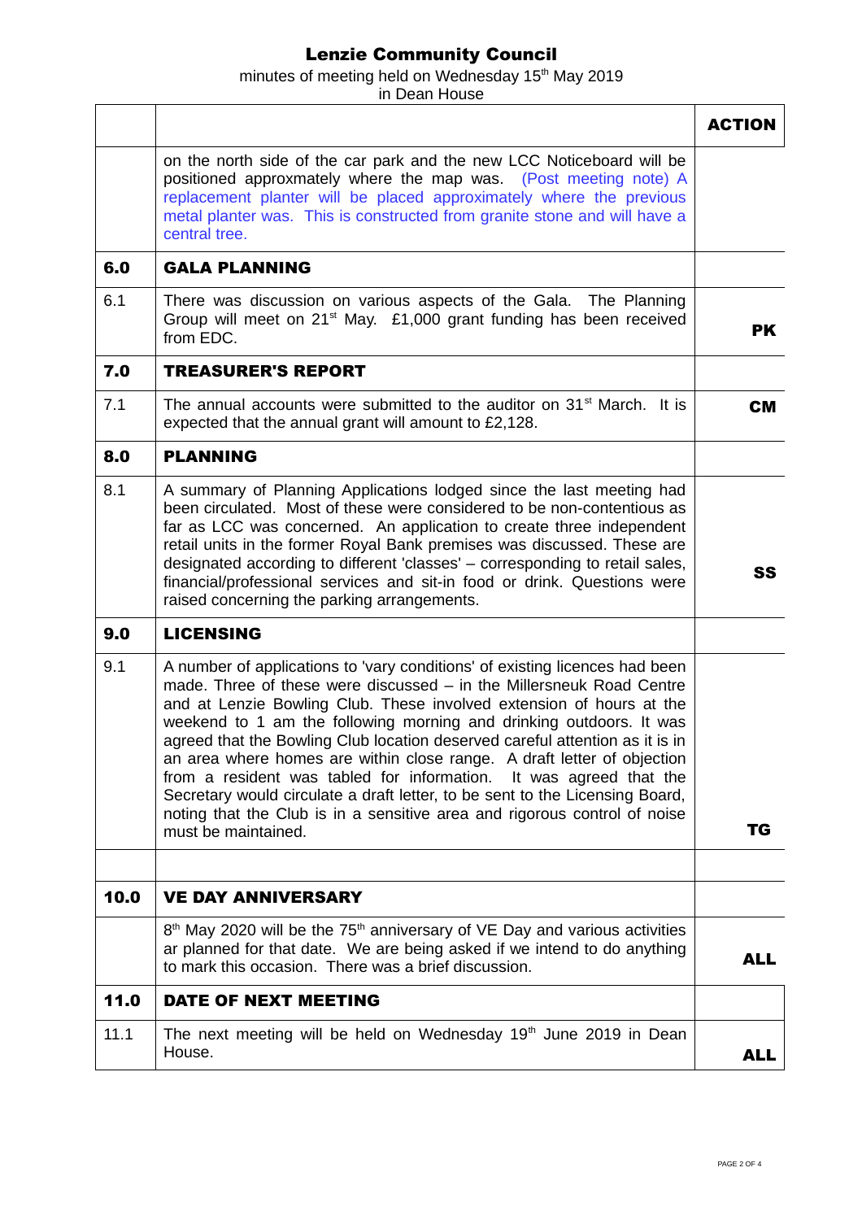# Lenzie Community Council

minutes of meeting held on Wednesday 15th May 2019
in Dean House

| | | ACTION |
|---|---|---|
| | on the north side of the car park and the new LCC Noticeboard will be positioned approxmately where the map was. (Post meeting note) A replacement planter will be placed approximately where the previous metal planter was. This is constructed from granite stone and will have a central tree. | |
| **6.0** | **GALA PLANNING** | |
| 6.1 | There was discussion on various aspects of the Gala. The Planning Group will meet on 21st May. £1,000 grant funding has been received from EDC. | **PK** |
| **7.0** | **TREASURER'S REPORT** | |
| 7.1 | The annual accounts were submitted to the auditor on 31st March. It is expected that the annual grant will amount to £2,128. | **CM** |
| **8.0** | **PLANNING** | |
| 8.1 | A summary of Planning Applications lodged since the last meeting had been circulated. Most of these were considered to be non-contentious as far as LCC was concerned. An application to create three independent retail units in the former Royal Bank premises was discussed. These are designated according to different 'classes' – corresponding to retail sales, financial/professional services and sit-in food or drink. Questions were raised concerning the parking arrangements. | **SS** |
| **9.0** | **LICENSING** | |
| 9.1 | A number of applications to 'vary conditions' of existing licences had been made. Three of these were discussed – in the Millersneuk Road Centre and at Lenzie Bowling Club. These involved extension of hours at the weekend to 1 am the following morning and drinking outdoors. It was agreed that the Bowling Club location deserved careful attention as it is in an area where homes are within close range. A draft letter of objection from a resident was tabled for information. It was agreed that the Secretary would circulate a draft letter, to be sent to the Licensing Board, noting that the Club is in a sensitive area and rigorous control of noise must be maintained. | **TG** |
| | | |
| **10.0** | **VE DAY ANNIVERSARY** | |
| | 8th May 2020 will be the 75th anniversary of VE Day and various activities ar planned for that date. We are being asked if we intend to do anything to mark this occasion. There was a brief discussion. | **ALL** |
| **11.0** | **DATE OF NEXT MEETING** | |
| 11.1 | The next meeting will be held on Wednesday 19th June 2019 in Dean House. | **ALL** |